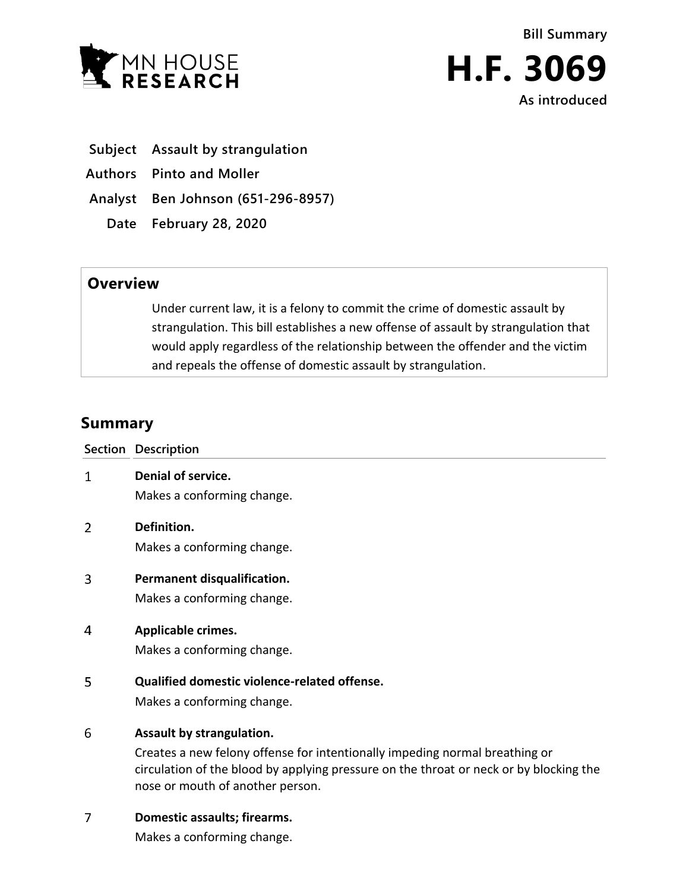MN HOUSE RESEARCH

**Bill Summary**

# H.F. 3069

**As introduced**

**Subject** Assault by strangulation

**Authors** Pinto and Moller

**Analyst** Ben Johnson (651-296-8957)

**Date** February 28, 2020

## Overview

Under current law, it is a felony to commit the crime of domestic assault by strangulation. This bill establishes a new offense of assault by strangulation that would apply regardless of the relationship between the offender and the victim and repeals the offense of domestic assault by strangulation.

## Summary

| Section | Description |
|---|---|
| 1 | **Denial of service.** Makes a conforming change. |
| 2 | **Definition.** Makes a conforming change. |
| 3 | **Permanent disqualification.** Makes a conforming change. |
| 4 | **Applicable crimes.** Makes a conforming change. |
| 5 | **Qualified domestic violence-related offense.** Makes a conforming change. |
| 6 | **Assault by strangulation.** Creates a new felony offense for intentionally impeding normal breathing or circulation of the blood by applying pressure on the throat or neck or by blocking the nose or mouth of another person. |
| 7 | **Domestic assaults; firearms.** Makes a conforming change. |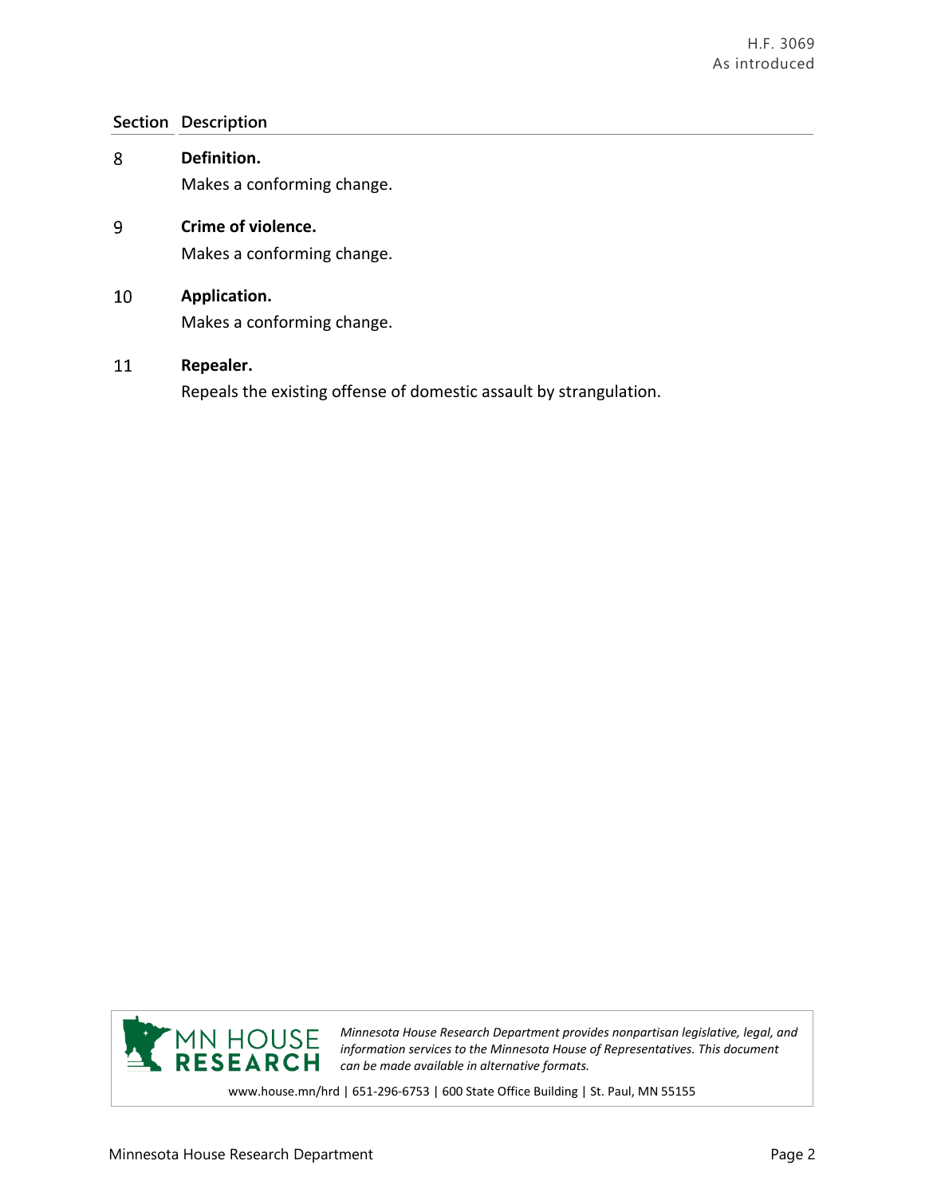| Section | Description |
| --- | --- |
| 8 | **Definition.**<br>Makes a conforming change. |
| 9 | **Crime of violence.**<br>Makes a conforming change. |
| 10 | **Application.**<br>Makes a conforming change. |
| 11 | **Repealer.**<br>Repeals the existing offense of domestic assault by strangulation. |

MN HOUSE RESEARCH

*Minnesota House Research Department provides nonpartisan legislative, legal, and information services to the Minnesota House of Representatives. This document can be made available in alternative formats.*

www.house.mn/hrd | 651-296-6753 | 600 State Office Building | St. Paul, MN 55155